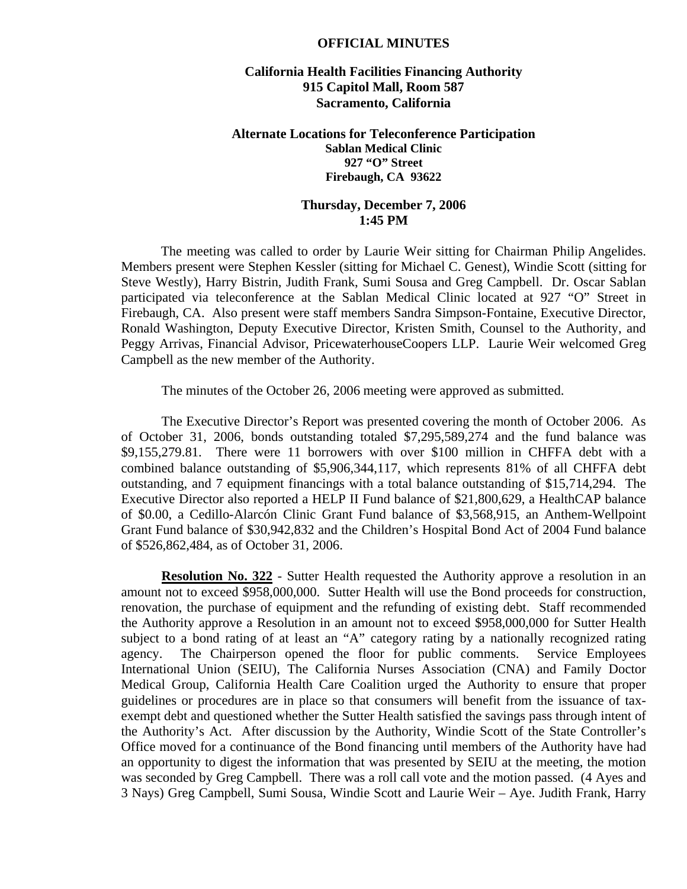**OFFICIAL MINUTES**

**California Health Facilities Financing Authority**
**915 Capitol Mall, Room 587**
**Sacramento, California**

**Alternate Locations for Teleconference Participation**
**Sablan Medical Clinic**
**927 "O" Street**
**Firebaugh, CA 93622**

**Thursday, December 7, 2006**
**1:45 PM**

The meeting was called to order by Laurie Weir sitting for Chairman Philip Angelides. Members present were Stephen Kessler (sitting for Michael C. Genest), Windie Scott (sitting for Steve Westly), Harry Bistrin, Judith Frank, Sumi Sousa and Greg Campbell. Dr. Oscar Sablan participated via teleconference at the Sablan Medical Clinic located at 927 "O" Street in Firebaugh, CA. Also present were staff members Sandra Simpson-Fontaine, Executive Director, Ronald Washington, Deputy Executive Director, Kristen Smith, Counsel to the Authority, and Peggy Arrivas, Financial Advisor, PricewaterhouseCoopers LLP. Laurie Weir welcomed Greg Campbell as the new member of the Authority.

The minutes of the October 26, 2006 meeting were approved as submitted.

The Executive Director's Report was presented covering the month of October 2006. As of October 31, 2006, bonds outstanding totaled $7,295,589,274 and the fund balance was $9,155,279.81. There were 11 borrowers with over $100 million in CHFFA debt with a combined balance outstanding of $5,906,344,117, which represents 81% of all CHFFA debt outstanding, and 7 equipment financings with a total balance outstanding of $15,714,294. The Executive Director also reported a HELP II Fund balance of $21,800,629, a HealthCAP balance of $0.00, a Cedillo-Alarcón Clinic Grant Fund balance of $3,568,915, an Anthem-Wellpoint Grant Fund balance of $30,942,832 and the Children's Hospital Bond Act of 2004 Fund balance of $526,862,484, as of October 31, 2006.

**Resolution No. 322** - Sutter Health requested the Authority approve a resolution in an amount not to exceed $958,000,000. Sutter Health will use the Bond proceeds for construction, renovation, the purchase of equipment and the refunding of existing debt. Staff recommended the Authority approve a Resolution in an amount not to exceed $958,000,000 for Sutter Health subject to a bond rating of at least an "A" category rating by a nationally recognized rating agency. The Chairperson opened the floor for public comments. Service Employees International Union (SEIU), The California Nurses Association (CNA) and Family Doctor Medical Group, California Health Care Coalition urged the Authority to ensure that proper guidelines or procedures are in place so that consumers will benefit from the issuance of tax-exempt debt and questioned whether the Sutter Health satisfied the savings pass through intent of the Authority's Act. After discussion by the Authority, Windie Scott of the State Controller's Office moved for a continuance of the Bond financing until members of the Authority have had an opportunity to digest the information that was presented by SEIU at the meeting, the motion was seconded by Greg Campbell. There was a roll call vote and the motion passed. (4 Ayes and 3 Nays) Greg Campbell, Sumi Sousa, Windie Scott and Laurie Weir – Aye. Judith Frank, Harry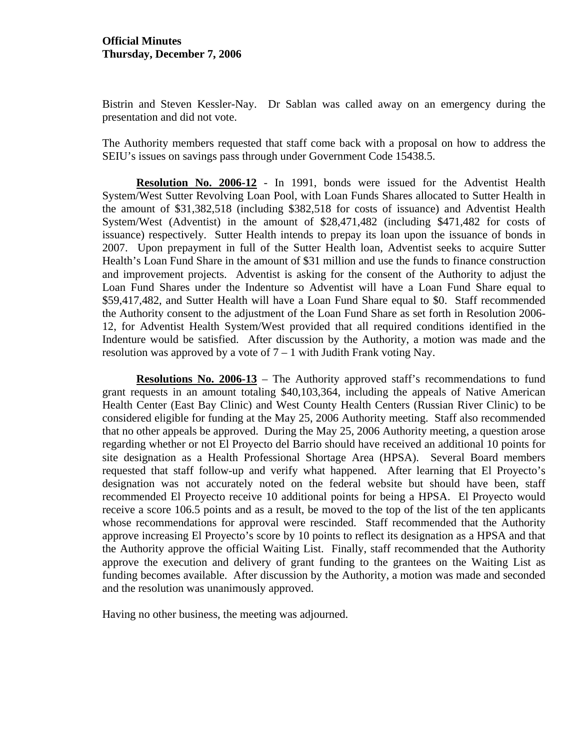**Official Minutes**
**Thursday, December 7, 2006**

Bistrin and Steven Kessler-Nay. Dr Sablan was called away on an emergency during the presentation and did not vote.

The Authority members requested that staff come back with a proposal on how to address the SEIU's issues on savings pass through under Government Code 15438.5.

**Resolution No. 2006-12** - In 1991, bonds were issued for the Adventist Health System/West Sutter Revolving Loan Pool, with Loan Funds Shares allocated to Sutter Health in the amount of $31,382,518 (including $382,518 for costs of issuance) and Adventist Health System/West (Adventist) in the amount of $28,471,482 (including $471,482 for costs of issuance) respectively. Sutter Health intends to prepay its loan upon the issuance of bonds in 2007. Upon prepayment in full of the Sutter Health loan, Adventist seeks to acquire Sutter Health's Loan Fund Share in the amount of $31 million and use the funds to finance construction and improvement projects. Adventist is asking for the consent of the Authority to adjust the Loan Fund Shares under the Indenture so Adventist will have a Loan Fund Share equal to $59,417,482, and Sutter Health will have a Loan Fund Share equal to $0. Staff recommended the Authority consent to the adjustment of the Loan Fund Share as set forth in Resolution 2006-12, for Adventist Health System/West provided that all required conditions identified in the Indenture would be satisfied. After discussion by the Authority, a motion was made and the resolution was approved by a vote of 7 – 1 with Judith Frank voting Nay.

**Resolutions No. 2006-13** – The Authority approved staff's recommendations to fund grant requests in an amount totaling $40,103,364, including the appeals of Native American Health Center (East Bay Clinic) and West County Health Centers (Russian River Clinic) to be considered eligible for funding at the May 25, 2006 Authority meeting. Staff also recommended that no other appeals be approved. During the May 25, 2006 Authority meeting, a question arose regarding whether or not El Proyecto del Barrio should have received an additional 10 points for site designation as a Health Professional Shortage Area (HPSA). Several Board members requested that staff follow-up and verify what happened. After learning that El Proyecto's designation was not accurately noted on the federal website but should have been, staff recommended El Proyecto receive 10 additional points for being a HPSA. El Proyecto would receive a score 106.5 points and as a result, be moved to the top of the list of the ten applicants whose recommendations for approval were rescinded. Staff recommended that the Authority approve increasing El Proyecto's score by 10 points to reflect its designation as a HPSA and that the Authority approve the official Waiting List. Finally, staff recommended that the Authority approve the execution and delivery of grant funding to the grantees on the Waiting List as funding becomes available. After discussion by the Authority, a motion was made and seconded and the resolution was unanimously approved.

Having no other business, the meeting was adjourned.